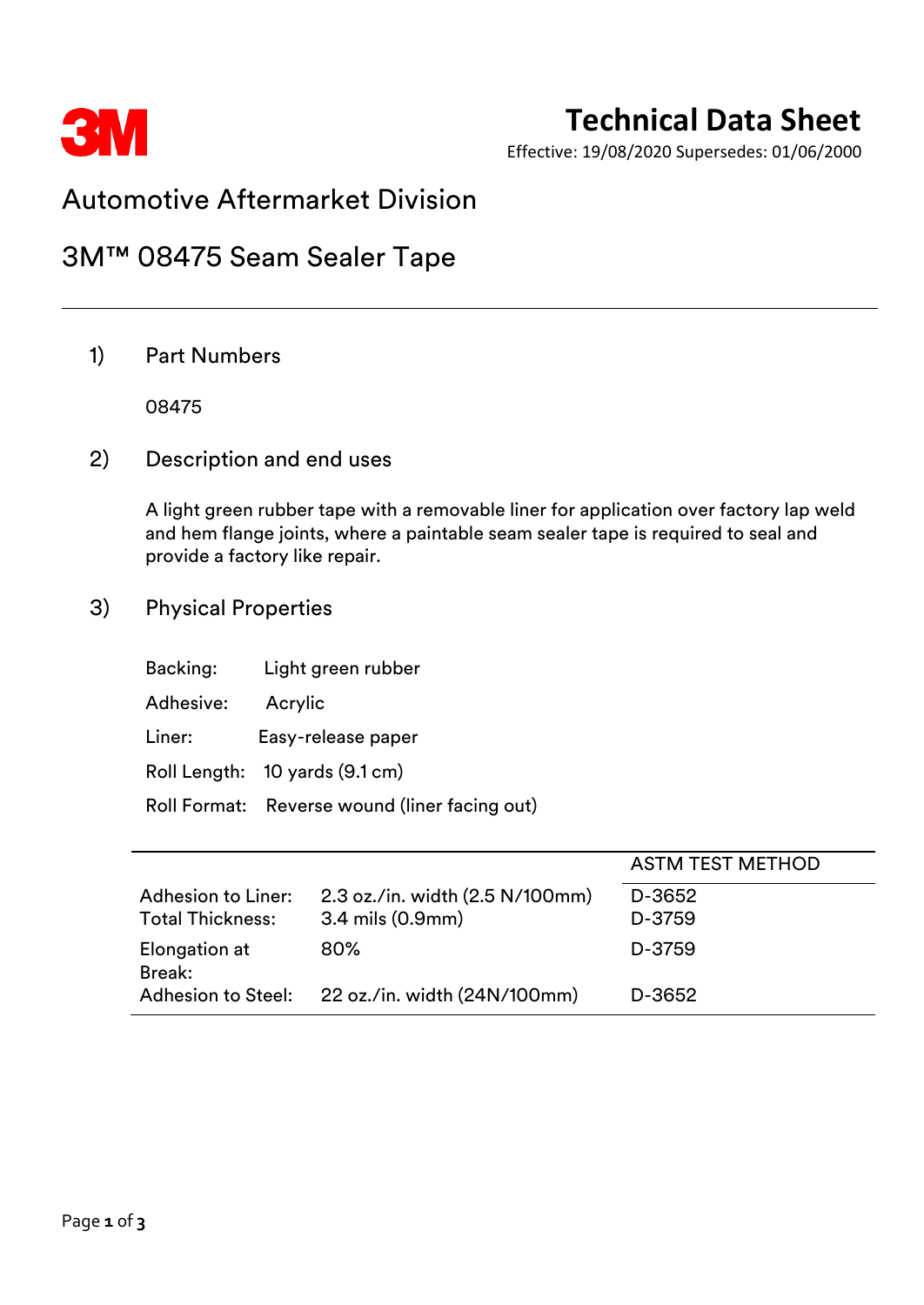# Technical Data Sheet

Effective: 19/08/2020 Supersedes: 01/06/2000

## Automotive Aftermarket Division

## 3M™ 08475 Seam Sealer Tape

---

### 1) Part Numbers

08475

### 2) Description and end uses

A light green rubber tape with a removable liner for application over factory lap weld and hem flange joints, where a paintable seam sealer tape is required to seal and provide a factory like repair.

### 3) Physical Properties

Backing: Light green rubber

Adhesive: Acrylic

Liner: Easy-release paper

Roll Length: 10 yards (9.1 cm)

Roll Format: Reverse wound (liner facing out)

| | | ASTM TEST METHOD |
|---|---|---|
| Adhesion to Liner: | 2.3 oz./in. width (2.5 N/100mm) | D-3652 |
| Total Thickness: | 3.4 mils (0.9mm) | D-3759 |
| Elongation at Break: | 80% | D-3759 |
| Adhesion to Steel: | 22 oz./in. width (24N/100mm) | D-3652 |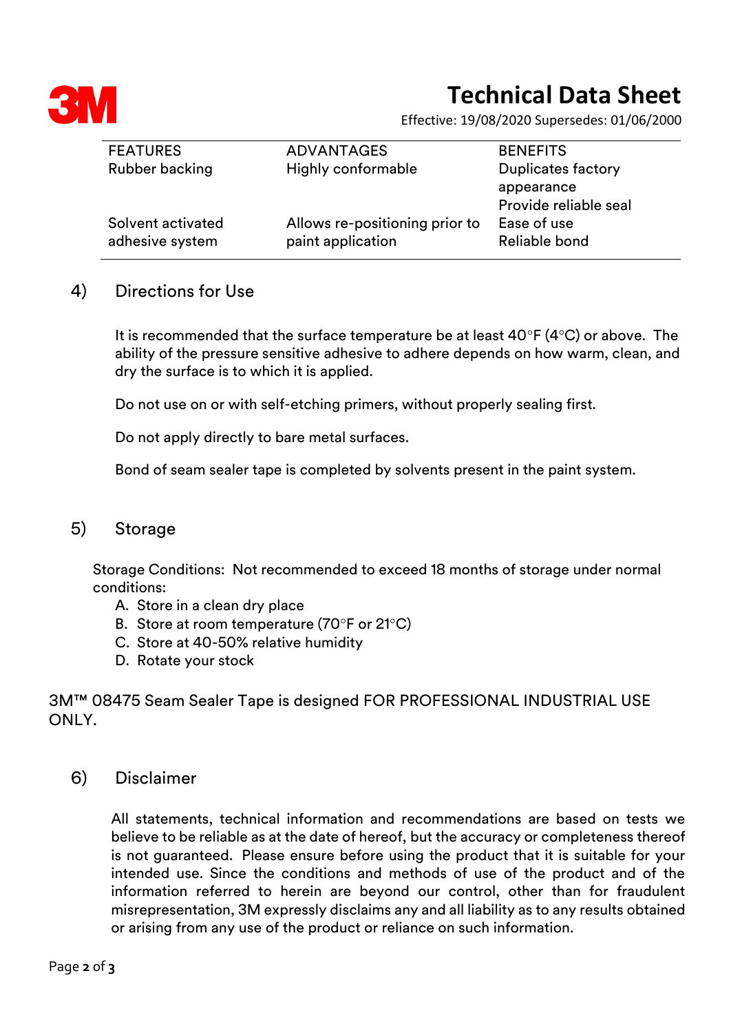# Technical Data Sheet

Effective: 19/08/2020 Supersedes: 01/06/2000

| FEATURES | ADVANTAGES | BENEFITS |
|---|---|---|
| Rubber backing | Highly conformable | Duplicates factory appearance<br>Provide reliable seal |
| Solvent activated adhesive system | Allows re-positioning prior to paint application | Ease of use<br>Reliable bond |

## 4) Directions for Use

It is recommended that the surface temperature be at least 40°F (4°C) or above. The ability of the pressure sensitive adhesive to adhere depends on how warm, clean, and dry the surface is to which it is applied.

Do not use on or with self-etching primers, without properly sealing first.

Do not apply directly to bare metal surfaces.

Bond of seam sealer tape is completed by solvents present in the paint system.

## 5) Storage

Storage Conditions: Not recommended to exceed 18 months of storage under normal conditions:

A. Store in a clean dry place
B. Store at room temperature (70°F or 21°C)
C. Store at 40-50% relative humidity
D. Rotate your stock

3M™ 08475 Seam Sealer Tape is designed FOR PROFESSIONAL INDUSTRIAL USE ONLY.

## 6) Disclaimer

All statements, technical information and recommendations are based on tests we believe to be reliable as at the date of hereof, but the accuracy or completeness thereof is not guaranteed. Please ensure before using the product that it is suitable for your intended use. Since the conditions and methods of use of the product and of the information referred to herein are beyond our control, other than for fraudulent misrepresentation, 3M expressly disclaims any and all liability as to any results obtained or arising from any use of the product or reliance on such information.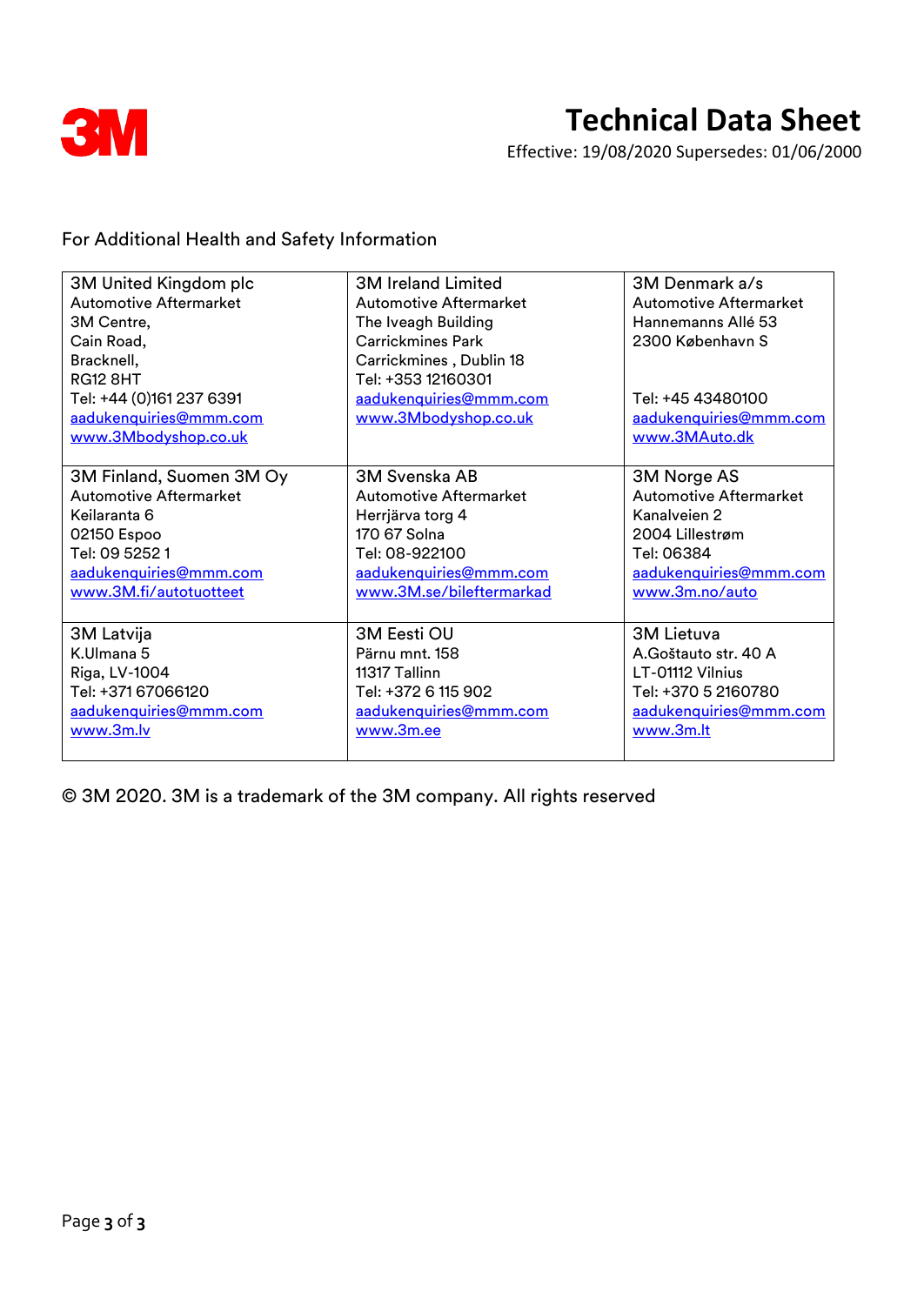# Technical Data Sheet

Effective: 19/08/2020 Supersedes: 01/06/2000

For Additional Health and Safety Information

| | | |
|---|---|---|
| 3M United Kingdom plc<br>Automotive Aftermarket<br>3M Centre,<br>Cain Road,<br>Bracknell,<br>RG12 8HT<br>Tel: +44 (0)161 237 6391<br>aadukenquiries@mmm.com<br>www.3Mbodyshop.co.uk | 3M Ireland Limited<br>Automotive Aftermarket<br>The Iveagh Building<br>Carrickmines Park<br>Carrickmines , Dublin 18<br>Tel: +353 12160301<br>aadukenquiries@mmm.com<br>www.3Mbodyshop.co.uk | 3M Denmark a/s<br>Automotive Aftermarket<br>Hannemanns Allé 53<br>2300 København S<br><br>Tel: +45 43480100<br>aadukenquiries@mmm.com<br>www.3MAuto.dk |
| 3M Finland, Suomen 3M Oy<br>Automotive Aftermarket<br>Keilaranta 6<br>02150 Espoo<br>Tel: 09 5252 1<br>aadukenquiries@mmm.com<br>www.3M.fi/autotuotteet | 3M Svenska AB<br>Automotive Aftermarket<br>Herrjärva torg 4<br>170 67 Solna<br>Tel: 08-922100<br>aadukenquiries@mmm.com<br>www.3M.se/bileftermarkad | 3M Norge AS<br>Automotive Aftermarket<br>Kanalveien 2<br>2004 Lillestrøm<br>Tel: 06384<br>aadukenquiries@mmm.com<br>www.3m.no/auto |
| 3M Latvija<br>K.Ulmana 5<br>Riga, LV-1004<br>Tel: +371 67066120<br>aadukenquiries@mmm.com<br>www.3m.lv | 3M Eesti OU<br>Pärnu mnt. 158<br>11317 Tallinn<br>Tel: +372 6 115 902<br>aadukenquiries@mmm.com<br>www.3m.ee | 3M Lietuva<br>A.Goštauto str. 40 A<br>LT-01112 Vilnius<br>Tel: +370 5 2160780<br>aadukenquiries@mmm.com<br>www.3m.lt |

© 3M 2020. 3M is a trademark of the 3M company. All rights reserved